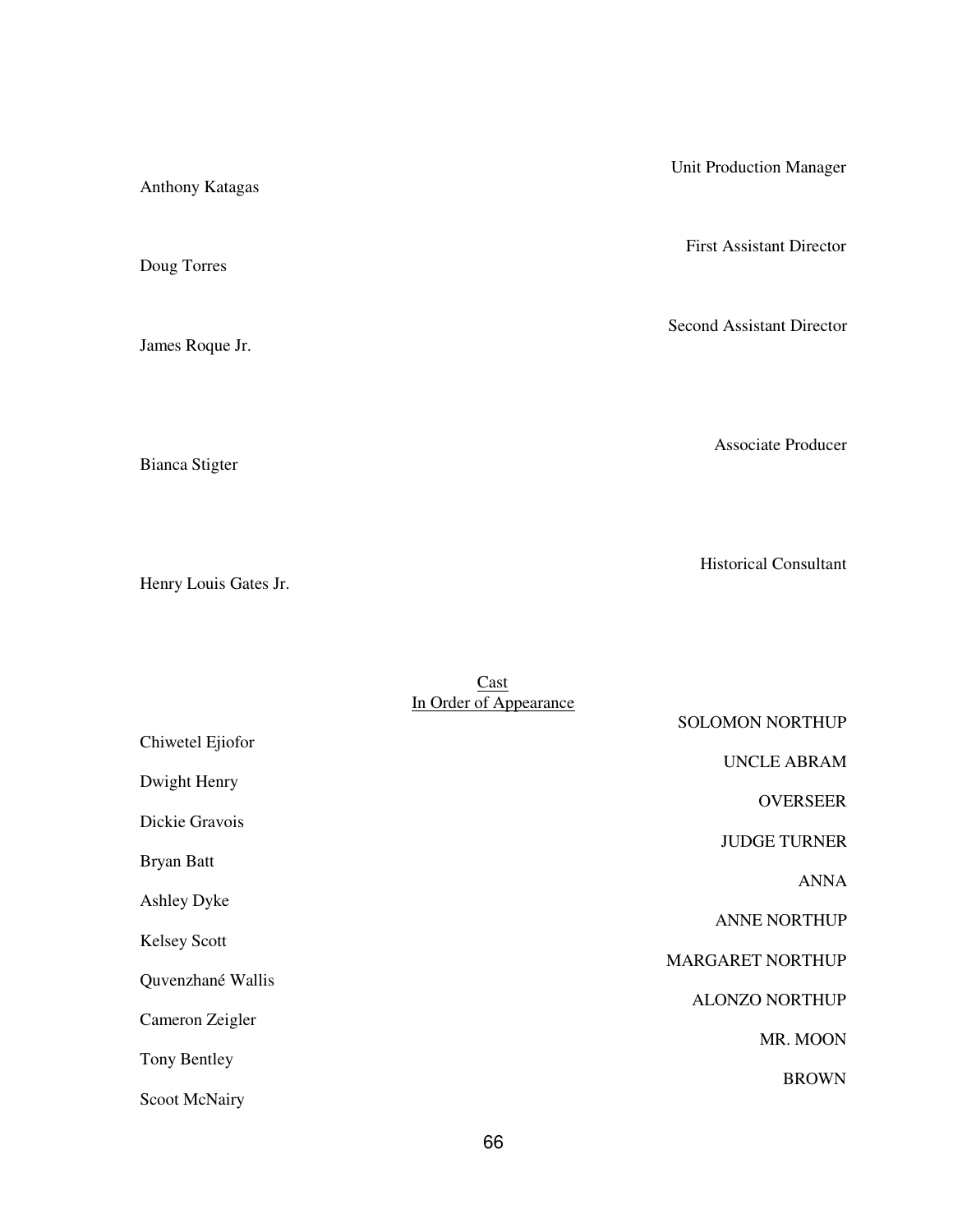| | |
|---|---|
| Anthony Katagas | Unit Production Manager |
| Doug Torres | First Assistant Director |
| James Roque Jr. | Second Assistant Director |
| Bianca Stigter | Associate Producer |
| Henry Louis Gates Jr. | Historical Consultant |

Cast
In Order of Appearance

| | |
|---|---|
| Chiwetel Ejiofor | SOLOMON NORTHUP |
| Dwight Henry | UNCLE ABRAM |
| Dickie Gravois | OVERSEER |
| Bryan Batt | JUDGE TURNER |
| Ashley Dyke | ANNA |
| Kelsey Scott | ANNE NORTHUP |
| Quvenzhané Wallis | MARGARET NORTHUP |
| Cameron Zeigler | ALONZO NORTHUP |
| Tony Bentley | MR. MOON |
| Scoot McNairy | BROWN |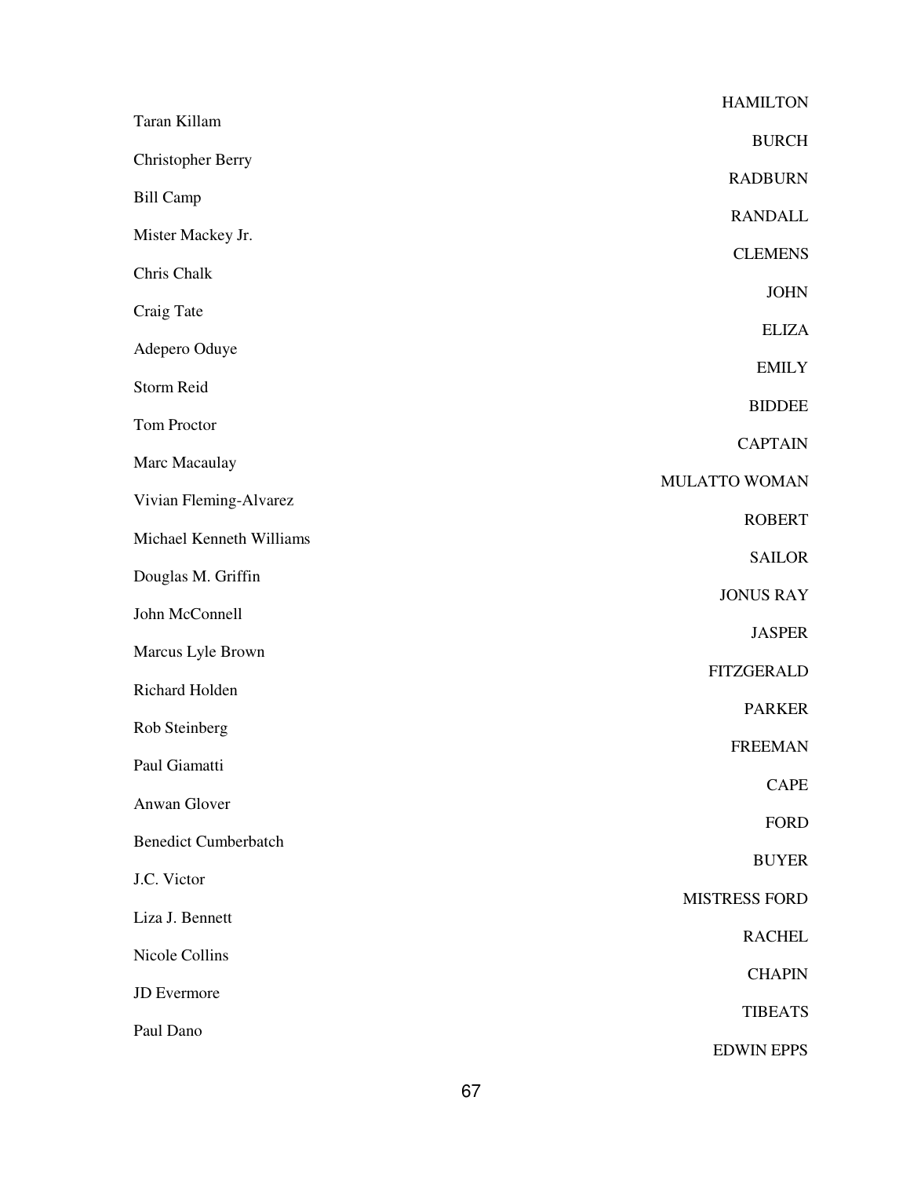| | |
|---|---|
| Taran Killam | HAMILTON |
| Christopher Berry | BURCH |
| Bill Camp | RADBURN |
| Mister Mackey Jr. | RANDALL |
| Chris Chalk | CLEMENS |
| Craig Tate | JOHN |
| Adepero Oduye | ELIZA |
| Storm Reid | EMILY |
| Tom Proctor | BIDDEE |
| Marc Macaulay | CAPTAIN |
| Vivian Fleming-Alvarez | MULATTO WOMAN |
| Michael Kenneth Williams | ROBERT |
| Douglas M. Griffin | SAILOR |
| John McConnell | JONUS RAY |
| Marcus Lyle Brown | JASPER |
| Richard Holden | FITZGERALD |
| Rob Steinberg | PARKER |
| Paul Giamatti | FREEMAN |
| Anwan Glover | CAPE |
| Benedict Cumberbatch | FORD |
| J.C. Victor | BUYER |
| Liza J. Bennett | MISTRESS FORD |
| Nicole Collins | RACHEL |
| JD Evermore | CHAPIN |
| Paul Dano | TIBEATS |
| | EDWIN EPPS |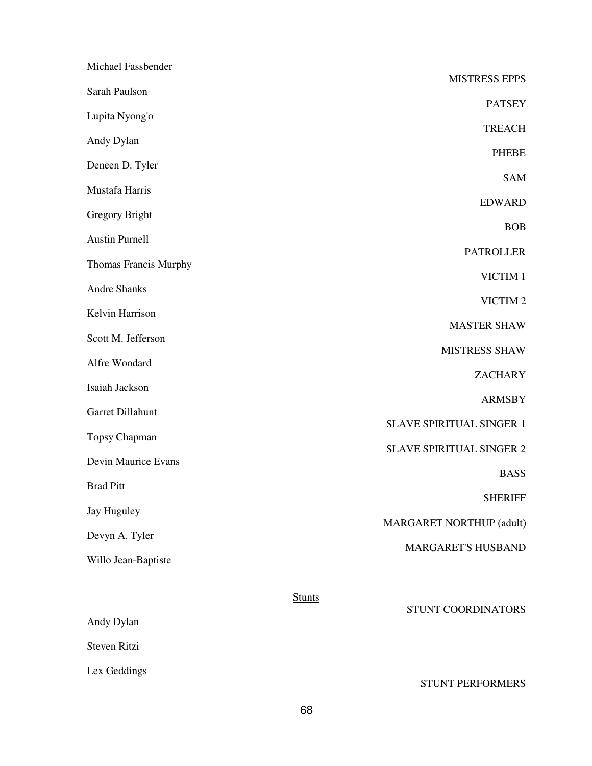| | |
|---|---|
| Michael Fassbender | |
| Sarah Paulson | MISTRESS EPPS |
| Lupita Nyong'o | PATSEY |
| Andy Dylan | TREACH |
| Deneen D. Tyler | PHEBE |
| Mustafa Harris | SAM |
| Gregory Bright | EDWARD |
| Austin Purnell | BOB |
| Thomas Francis Murphy | PATROLLER |
| Andre Shanks | VICTIM 1 |
| Kelvin Harrison | VICTIM 2 |
| Scott M. Jefferson | MASTER SHAW |
| Alfre Woodard | MISTRESS SHAW |
| Isaiah Jackson | ZACHARY |
| Garret Dillahunt | ARMSBY |
| Topsy Chapman | SLAVE SPIRITUAL SINGER 1 |
| Devin Maurice Evans | SLAVE SPIRITUAL SINGER 2 |
| Brad Pitt | BASS |
| Jay Huguley | SHERIFF |
| Devyn A. Tyler | MARGARET NORTHUP (adult) |
| Willo Jean-Baptiste | MARGARET'S HUSBAND |

<u>Stunts</u>

| | |
|---|---|
| Andy Dylan | STUNT COORDINATORS |
| Steven Ritzi | |
| Lex Geddings | STUNT PERFORMERS |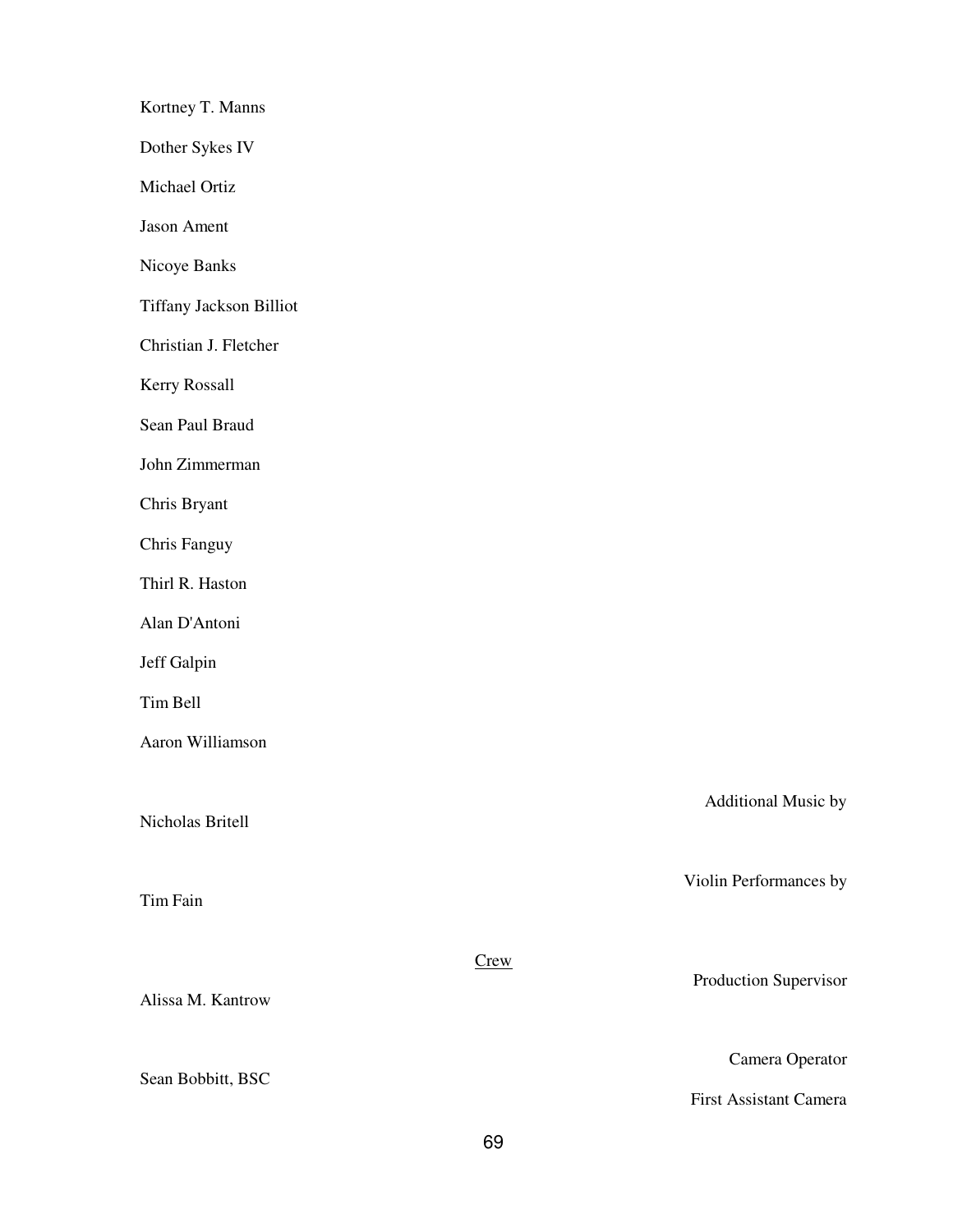Kortney T. Manns

Dother Sykes IV

Michael Ortiz

Jason Ament

Nicoye Banks

Tiffany Jackson Billiot

Christian J. Fletcher

Kerry Rossall

Sean Paul Braud

John Zimmerman

Chris Bryant

Chris Fanguy

Thirl R. Haston

Alan D'Antoni

Jeff Galpin

Tim Bell

Aaron Williamson

Additional Music by

Nicholas Britell

Violin Performances by

Tim Fain

Crew

Production Supervisor

Alissa M. Kantrow

Camera Operator

Sean Bobbitt, BSC

First Assistant Camera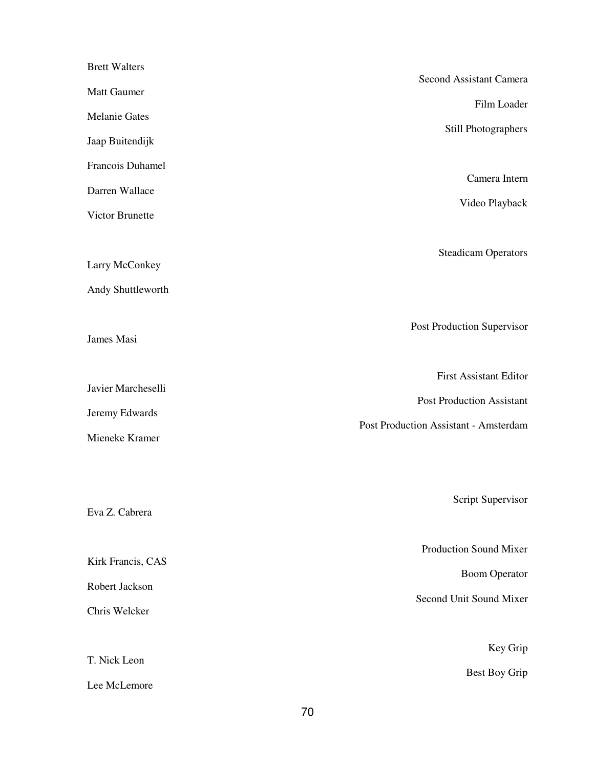| | |
|---|---|
| Brett Walters | Second Assistant Camera |
| Matt Gaumer | Film Loader |
| Melanie Gates | Still Photographers |
| Jaap Buitendijk | |
| Francois Duhamel | |
| Darren Wallace | Camera Intern |
| Victor Brunette | Video Playback |
| | |
| Larry McConkey | Steadicam Operators |
| Andy Shuttleworth | |
| | |
| James Masi | Post Production Supervisor |
| | |
| Javier Marcheselli | First Assistant Editor |
| Jeremy Edwards | Post Production Assistant |
| Mieneke Kramer | Post Production Assistant - Amsterdam |
| | |
| Eva Z. Cabrera | Script Supervisor |
| | |
| Kirk Francis, CAS | Production Sound Mixer |
| Robert Jackson | Boom Operator |
| Chris Welcker | Second Unit Sound Mixer |
| | |
| T. Nick Leon | Key Grip |
| Lee McLemore | Best Boy Grip |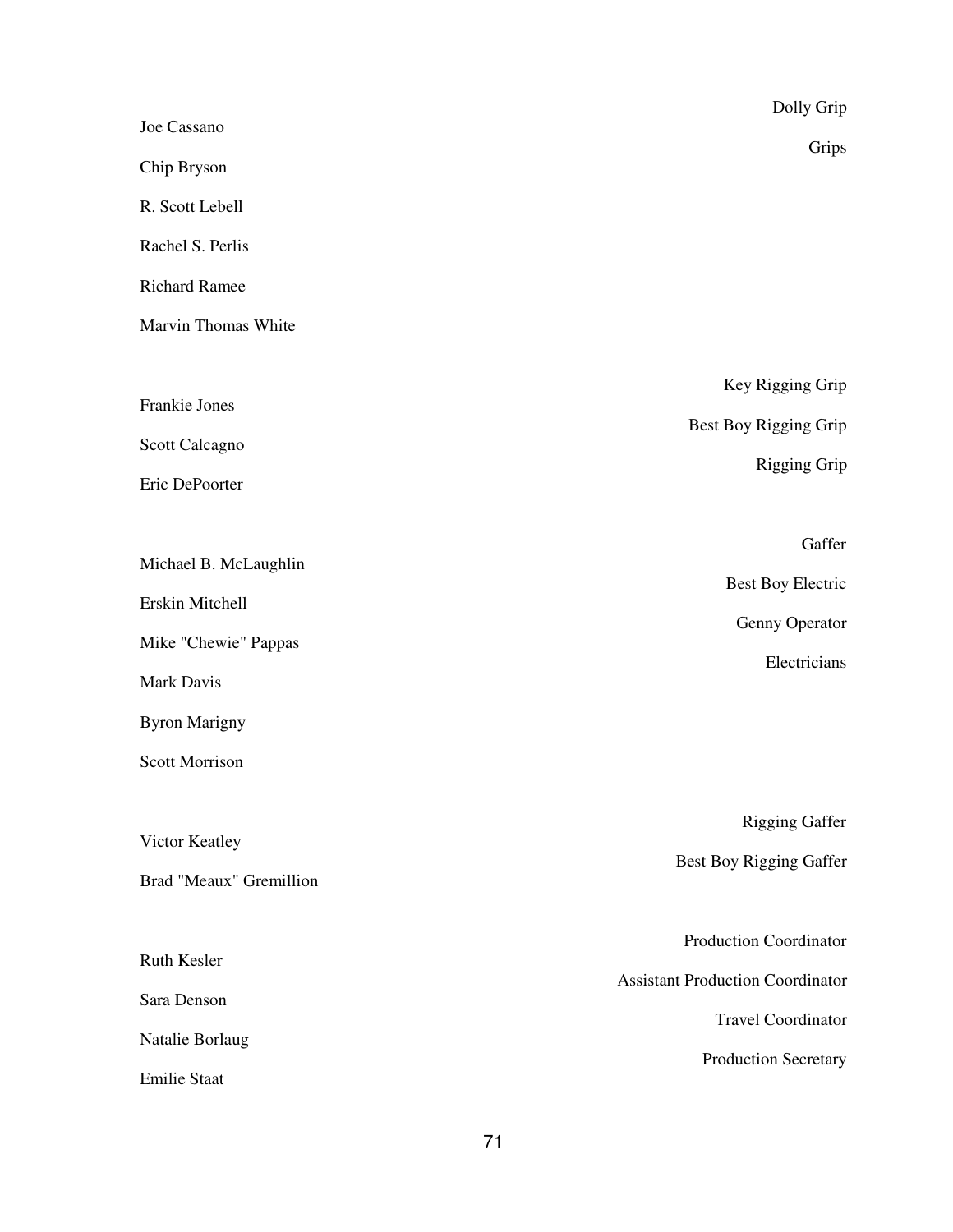| Role | Name |
|---|---|
| Dolly Grip | Joe Cassano |
| Grips | Chip Bryson |
| | R. Scott Lebell |
| | Rachel S. Perlis |
| | Richard Ramee |
| | Marvin Thomas White |
| Key Rigging Grip | Frankie Jones |
| Best Boy Rigging Grip | Scott Calcagno |
| Rigging Grip | Eric DePoorter |
| Gaffer | Michael B. McLaughlin |
| Best Boy Electric | Erskin Mitchell |
| Genny Operator | Mike "Chewie" Pappas |
| Electricians | Mark Davis |
| | Byron Marigny |
| | Scott Morrison |
| Rigging Gaffer | Victor Keatley |
| Best Boy Rigging Gaffer | Brad "Meaux" Gremillion |
| Production Coordinator | Ruth Kesler |
| Assistant Production Coordinator | Sara Denson |
| Travel Coordinator | Natalie Borlaug |
| Production Secretary | Emilie Staat |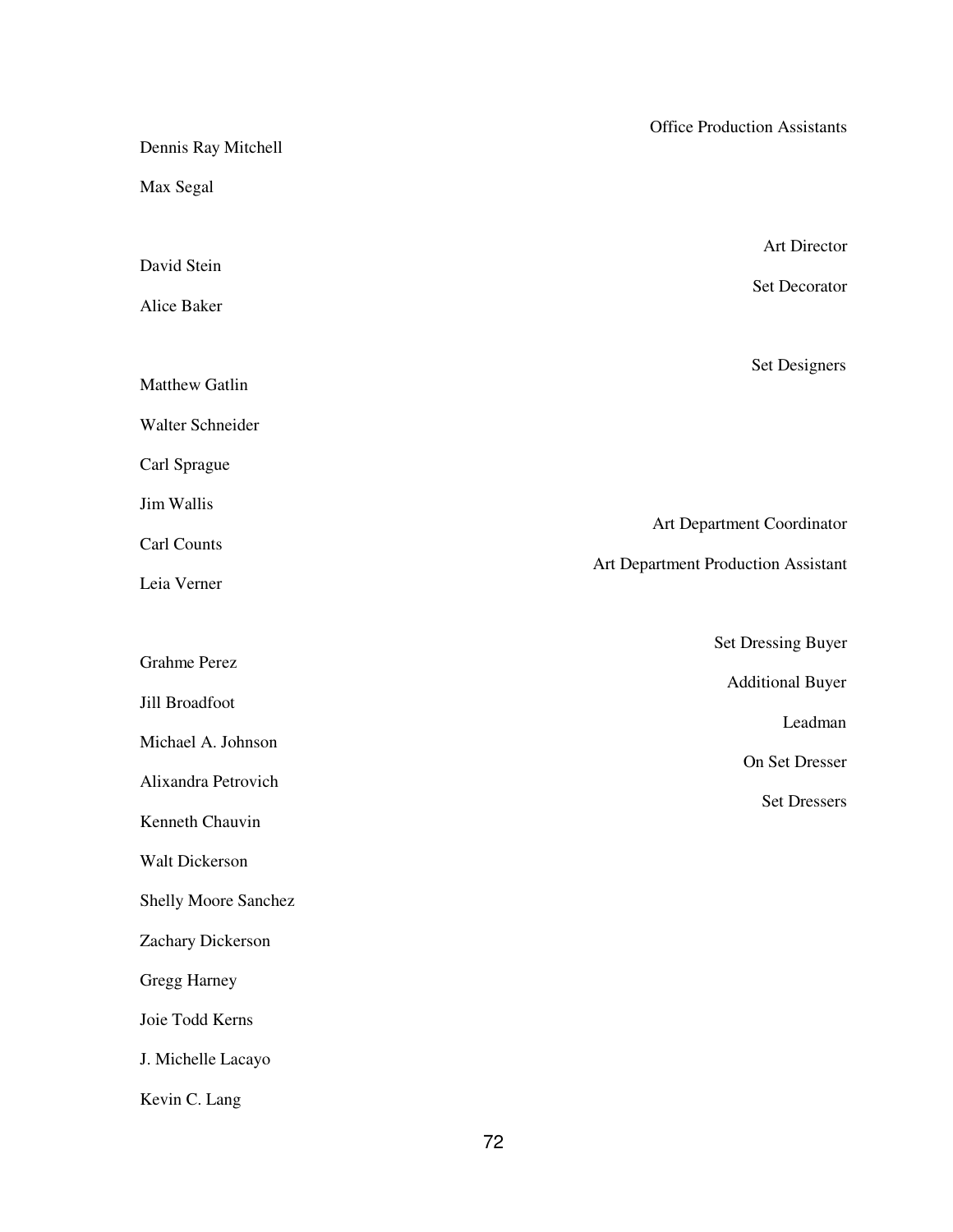| Name | Role |
| --- | --- |
| Dennis Ray Mitchell | Office Production Assistants |
| Max Segal | |
| David Stein | Art Director |
| Alice Baker | Set Decorator |
| Matthew Gatlin | Set Designers |
| Walter Schneider | |
| Carl Sprague | |
| Jim Wallis | |
| Carl Counts | Art Department Coordinator |
| Leia Verner | Art Department Production Assistant |
| Grahme Perez | Set Dressing Buyer |
| Jill Broadfoot | Additional Buyer |
| Michael A. Johnson | Leadman |
| Alixandra Petrovich | On Set Dresser |
| Kenneth Chauvin | Set Dressers |
| Walt Dickerson | |
| Shelly Moore Sanchez | |
| Zachary Dickerson | |
| Gregg Harney | |
| Joie Todd Kerns | |
| J. Michelle Lacayo | |
| Kevin C. Lang | |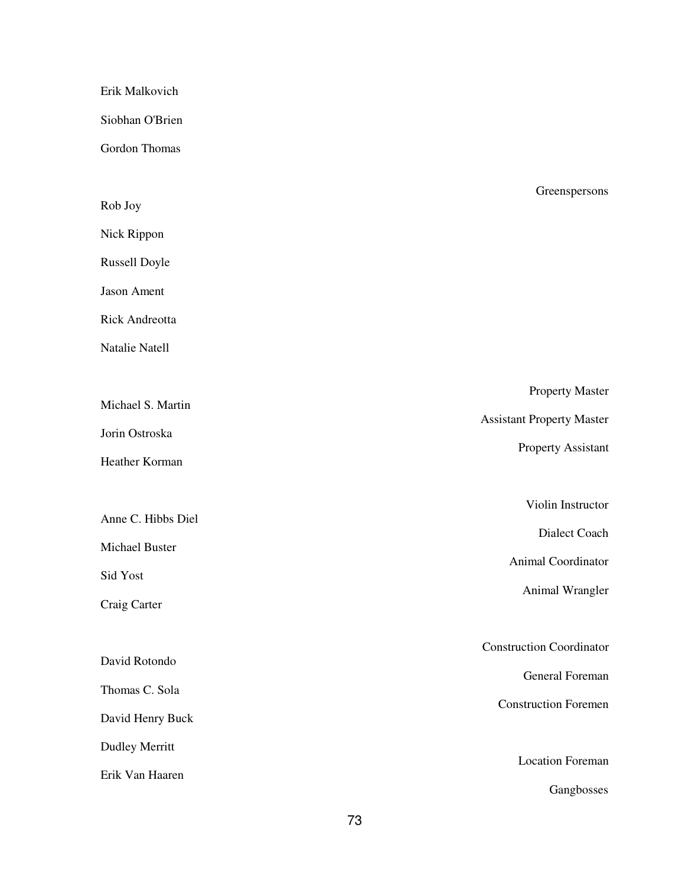| Name | Role |
|---|---|
| Erik Malkovich | |
| Siobhan O'Brien | |
| Gordon Thomas | |
| | |
| Rob Joy | Greenspersons |
| Nick Rippon | |
| Russell Doyle | |
| Jason Ament | |
| Rick Andreotta | |
| Natalie Natell | |
| | |
| Michael S. Martin | Property Master |
| Jorin Ostroska | Assistant Property Master |
| Heather Korman | Property Assistant |
| | |
| Anne C. Hibbs Diel | Violin Instructor |
| Michael Buster | Dialect Coach |
| Sid Yost | Animal Coordinator |
| Craig Carter | Animal Wrangler |
| | |
| David Rotondo | Construction Coordinator |
| Thomas C. Sola | General Foreman |
| David Henry Buck | Construction Foremen |
| Dudley Merritt | |
| Erik Van Haaren | Location Foreman |
| | Gangbosses |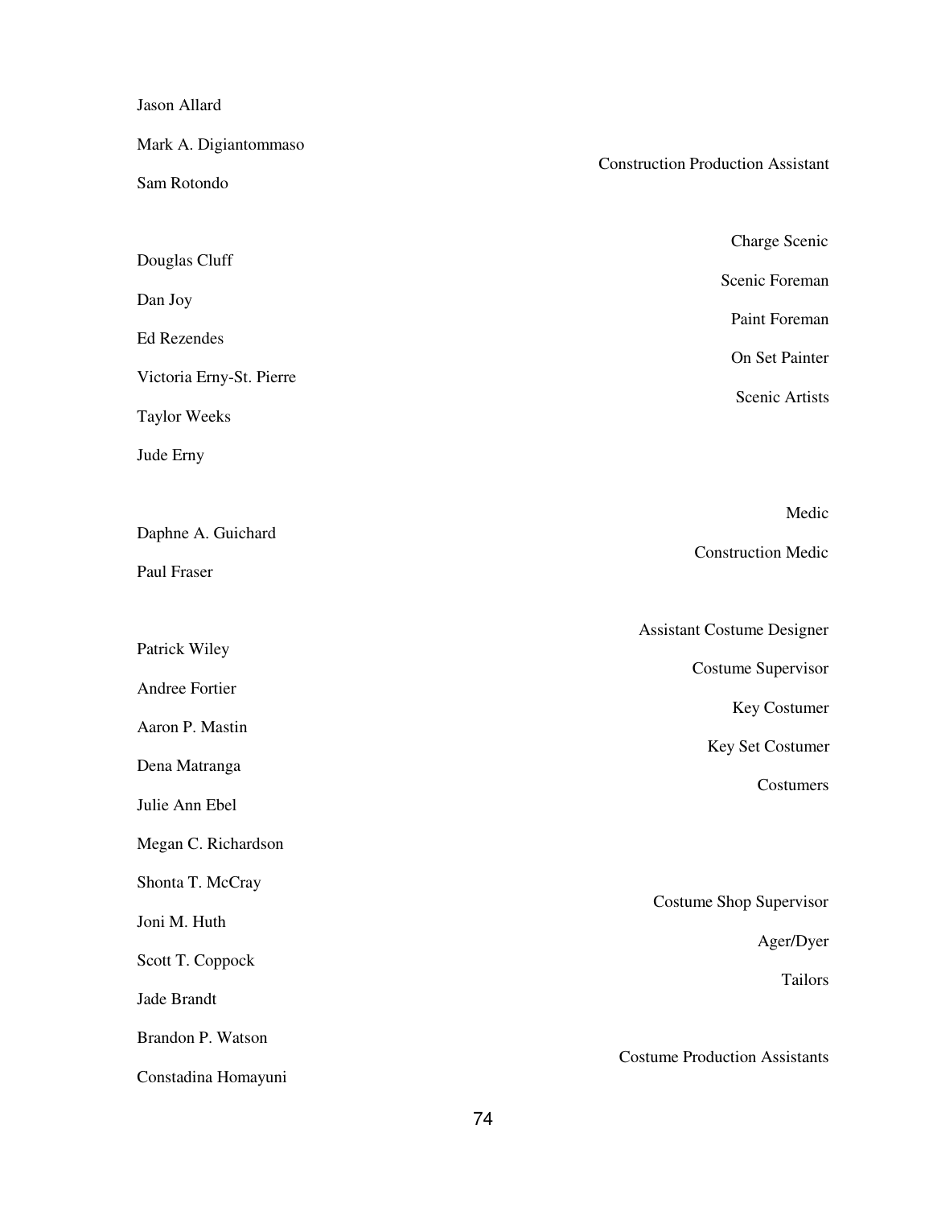Jason Allard

Mark A. Digiantommaso — Construction Production Assistant

Sam Rotondo

Douglas Cluff — Charge Scenic

Dan Joy — Scenic Foreman

Ed Rezendes — Paint Foreman

Victoria Erny-St. Pierre — On Set Painter

Taylor Weeks — Scenic Artists

Jude Erny

Daphne A. Guichard — Medic

Paul Fraser — Construction Medic

Patrick Wiley — Assistant Costume Designer

Andree Fortier — Costume Supervisor

Aaron P. Mastin — Key Costumer

Dena Matranga — Key Set Costumer

Julie Ann Ebel — Costumers

Megan C. Richardson

Shonta T. McCray

Joni M. Huth — Costume Shop Supervisor

Scott T. Coppock — Ager/Dyer

Jade Brandt — Tailors

Brandon P. Watson

Constadina Homayuni — Costume Production Assistants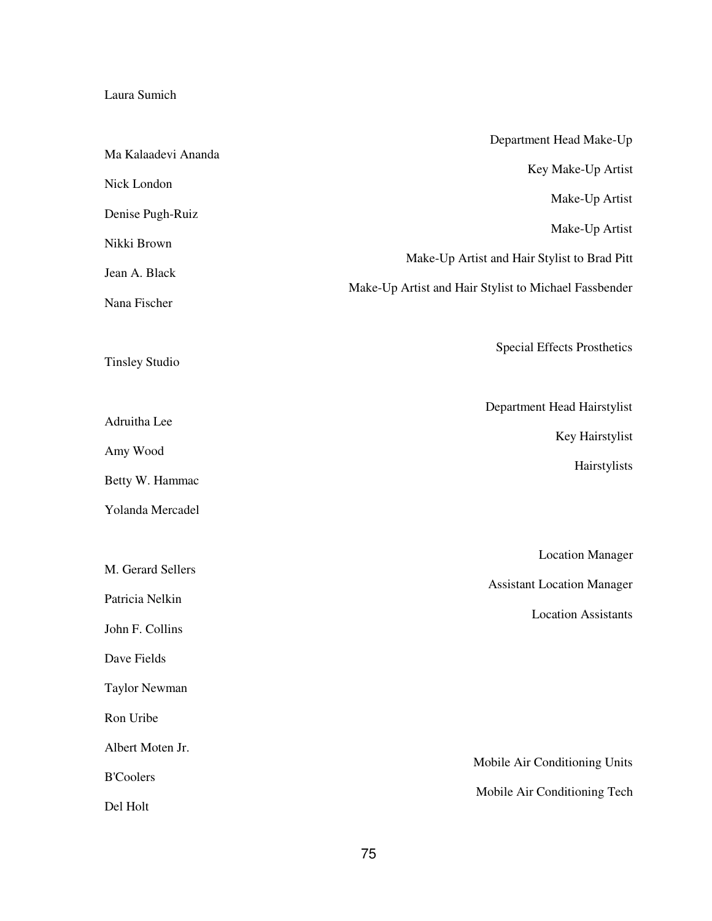Laura Sumich

| | |
|---|---|
| Department Head Make-Up | Ma Kalaadevi Ananda |
| Key Make-Up Artist | Nick London |
| Make-Up Artist | Denise Pugh-Ruiz |
| Make-Up Artist | Nikki Brown |
| Make-Up Artist and Hair Stylist to Brad Pitt | Jean A. Black |
| Make-Up Artist and Hair Stylist to Michael Fassbender | Nana Fischer |
| Special Effects Prosthetics | Tinsley Studio |
| Department Head Hairstylist | Adruitha Lee |
| Key Hairstylist | Amy Wood |
| Hairstylists | Betty W. Hammac |
| | Yolanda Mercadel |
| Location Manager | M. Gerard Sellers |
| Assistant Location Manager | Patricia Nelkin |
| Location Assistants | John F. Collins |
| | Dave Fields |
| | Taylor Newman |
| | Ron Uribe |
| | Albert Moten Jr. |
| Mobile Air Conditioning Units | B'Coolers |
| Mobile Air Conditioning Tech | Del Holt |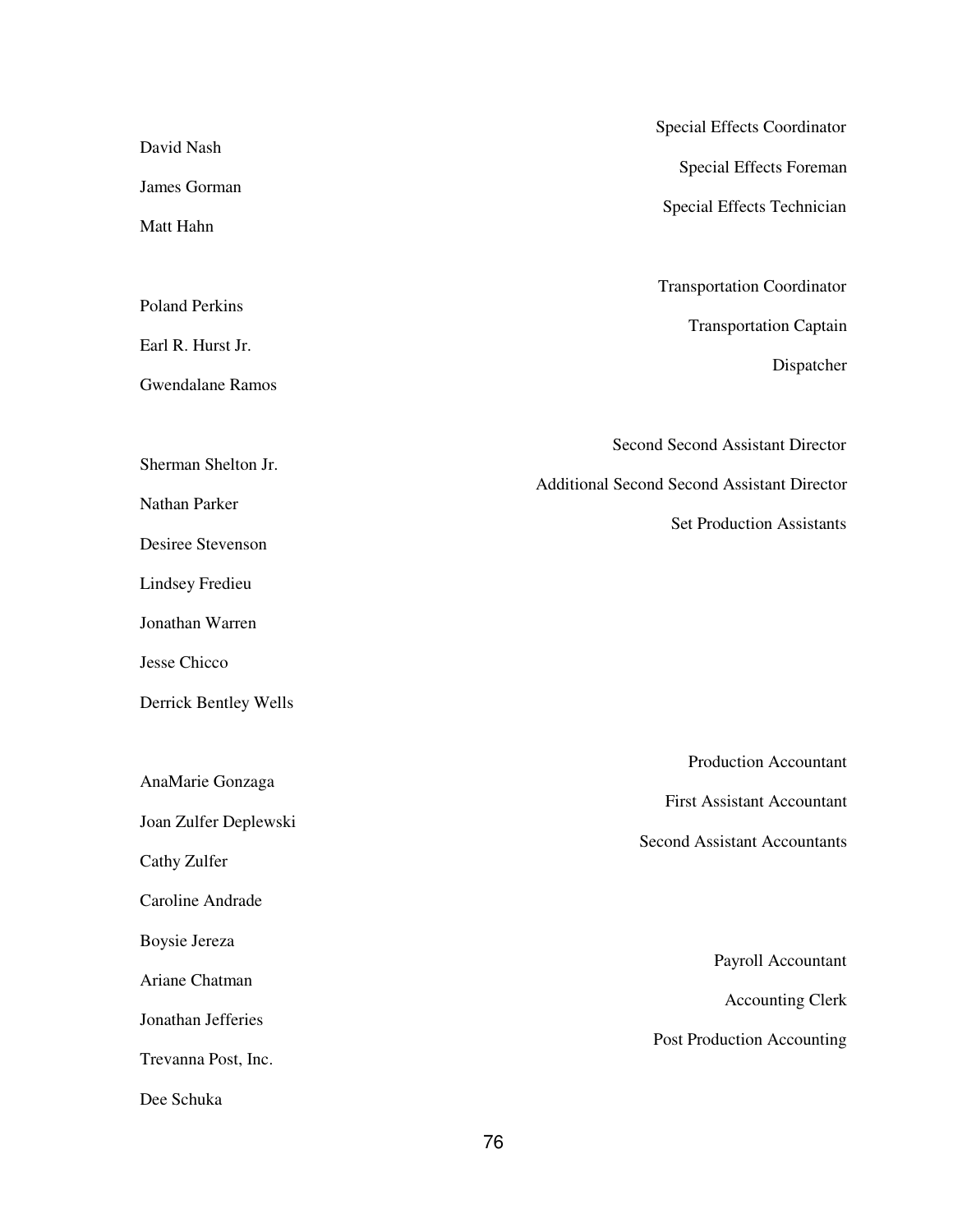| | |
|---|---|
| David Nash | Special Effects Coordinator |
| James Gorman | Special Effects Foreman |
| Matt Hahn | Special Effects Technician |
| | |
| Poland Perkins | Transportation Coordinator |
| Earl R. Hurst Jr. | Transportation Captain |
| Gwendalane Ramos | Dispatcher |
| | |
| Sherman Shelton Jr. | Second Second Assistant Director |
| Nathan Parker | Additional Second Second Assistant Director |
| Desiree Stevenson | Set Production Assistants |
| Lindsey Fredieu | |
| Jonathan Warren | |
| Jesse Chicco | |
| Derrick Bentley Wells | |
| | |
| AnaMarie Gonzaga | Production Accountant |
| Joan Zulfer Deplewski | First Assistant Accountant |
| Cathy Zulfer | Second Assistant Accountants |
| Caroline Andrade | |
| Boysie Jereza | Payroll Accountant |
| Ariane Chatman | Accounting Clerk |
| Jonathan Jefferies | Post Production Accounting |
| Trevanna Post, Inc. | |
| Dee Schuka | |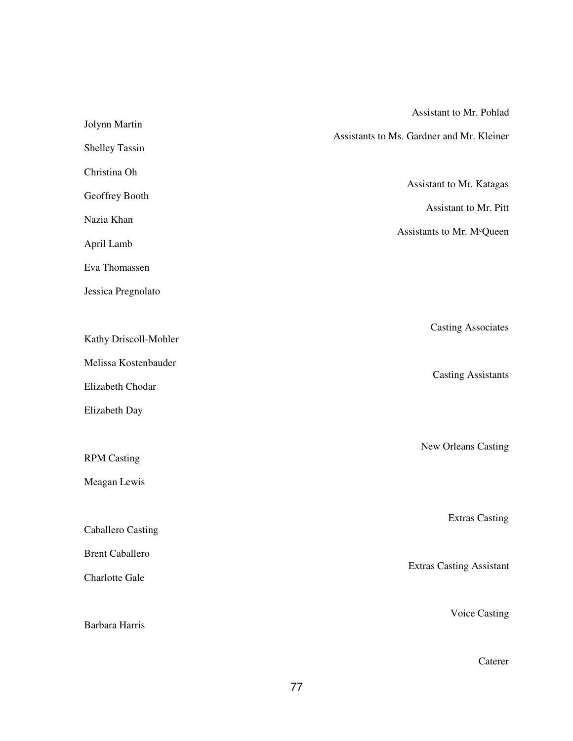| Role | Name |
|---|---|
| Assistant to Mr. Pohlad | Jolynn Martin |
| Assistants to Ms. Gardner and Mr. Kleiner | Shelley Tassin |
| | Christina Oh |
| Assistant to Mr. Katagas | Geoffrey Booth |
| Assistant to Mr. Pitt | Nazia Khan |
| Assistants to Mr. McQueen | April Lamb |
| | Eva Thomassen |
| | Jessica Pregnolato |
| Casting Associates | Kathy Driscoll-Mohler |
| | Melissa Kostenbauder |
| Casting Assistants | Elizabeth Chodar |
| | Elizabeth Day |
| New Orleans Casting | RPM Casting |
| | Meagan Lewis |
| Extras Casting | Caballero Casting |
| | Brent Caballero |
| Extras Casting Assistant | Charlotte Gale |
| Voice Casting | Barbara Harris |
| Caterer | |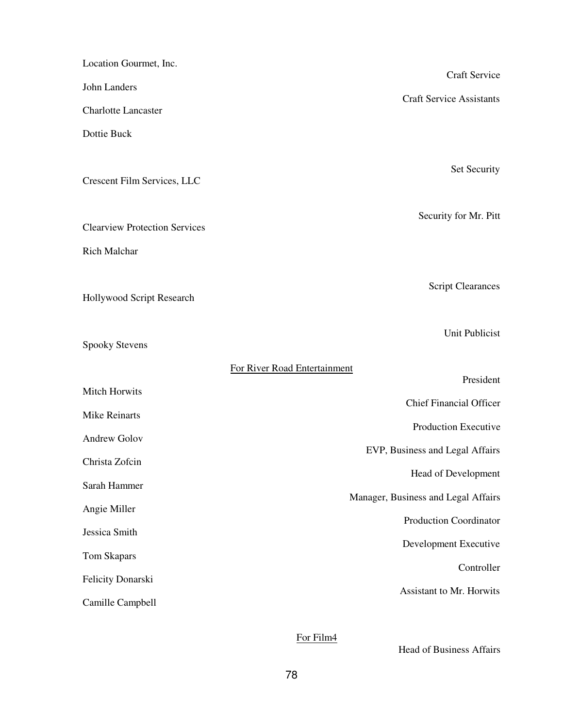| | |
|---|---|
| Location Gourmet, Inc. | Craft Service |
| John Landers | Craft Service Assistants |
| Charlotte Lancaster | |
| Dottie Buck | |
| Crescent Film Services, LLC | Set Security |
| Clearview Protection Services | Security for Mr. Pitt |
| Rich Malchar | |
| Hollywood Script Research | Script Clearances |
| Spooky Stevens | Unit Publicist |

<u>For River Road Entertainment</u>

| | |
|---|---|
| Mitch Horwits | President |
| Mike Reinarts | Chief Financial Officer |
| Andrew Golov | Production Executive |
| Christa Zofcin | EVP, Business and Legal Affairs |
| Sarah Hammer | Head of Development |
| Angie Miller | Manager, Business and Legal Affairs |
| Jessica Smith | Production Coordinator |
| Tom Skapars | Development Executive |
| Felicity Donarski | Controller |
| Camille Campbell | Assistant to Mr. Horwits |

<u>For Film4</u>

Head of Business Affairs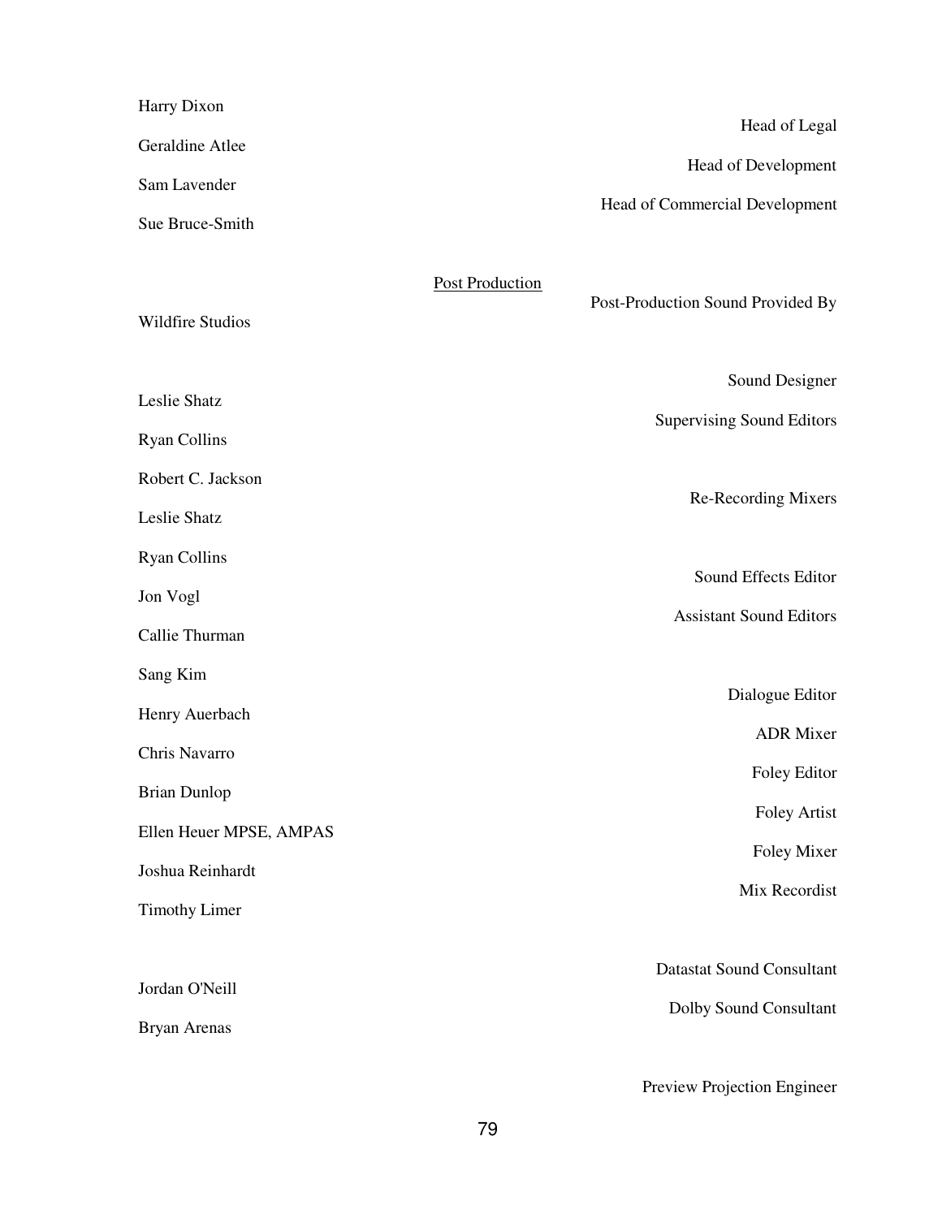| | |
|---|---|
| Harry Dixon | |
| | Head of Legal |
| Geraldine Atlee | |
| | Head of Development |
| Sam Lavender | |
| | Head of Commercial Development |
| Sue Bruce-Smith | |

<u>Post Production</u>

| | |
|---|---|
| | Post-Production Sound Provided By |
| Wildfire Studios | |
| | Sound Designer |
| Leslie Shatz | |
| | Supervising Sound Editors |
| Ryan Collins | |
| Robert C. Jackson | |
| | Re-Recording Mixers |
| Leslie Shatz | |
| Ryan Collins | |
| | Sound Effects Editor |
| Jon Vogl | |
| | Assistant Sound Editors |
| Callie Thurman | |
| Sang Kim | |
| | Dialogue Editor |
| Henry Auerbach | |
| | ADR Mixer |
| Chris Navarro | |
| | Foley Editor |
| Brian Dunlop | |
| | Foley Artist |
| Ellen Heuer MPSE, AMPAS | |
| | Foley Mixer |
| Joshua Reinhardt | |
| | Mix Recordist |
| Timothy Limer | |
| | Datastat Sound Consultant |
| Jordan O'Neill | |
| | Dolby Sound Consultant |
| Bryan Arenas | |
| | Preview Projection Engineer |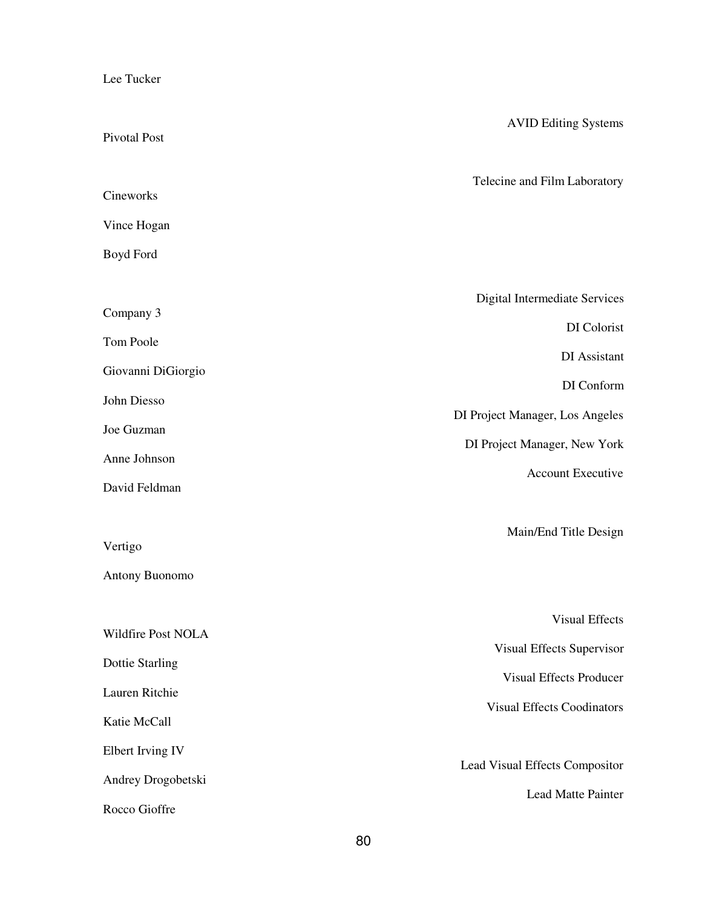Lee Tucker

AVID Editing Systems

Pivotal Post

Telecine and Film Laboratory

Cineworks

Vince Hogan

Boyd Ford

Digital Intermediate Services

Company 3

| | |
|---|---|
| Tom Poole | DI Colorist |
| Giovanni DiGiorgio | DI Assistant |
| John Diesso | DI Conform |
| Joe Guzman | DI Project Manager, Los Angeles |
| Anne Johnson | DI Project Manager, New York |
| David Feldman | Account Executive |

Main/End Title Design

Vertigo

Antony Buonomo

Visual Effects

Wildfire Post NOLA

| | |
|---|---|
| Dottie Starling | Visual Effects Supervisor |
| Lauren Ritchie | Visual Effects Producer |
| Katie McCall | Visual Effects Coodinators |
| Elbert Irving IV | |
| Andrey Drogobetski | Lead Visual Effects Compositor |
| Rocco Gioffre | Lead Matte Painter |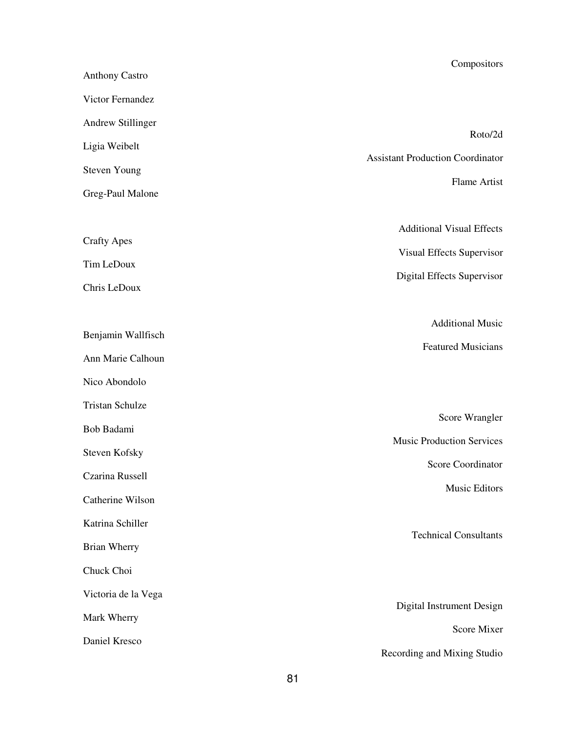Compositors

Anthony Castro

Victor Fernandez

Andrew Stillinger

Roto/2d

Ligia Weibelt

Assistant Production Coordinator

Steven Young

Flame Artist

Greg-Paul Malone

Additional Visual Effects

Crafty Apes

Visual Effects Supervisor

Tim LeDoux

Digital Effects Supervisor

Chris LeDoux

Additional Music

Benjamin Wallfisch

Featured Musicians

Ann Marie Calhoun

Nico Abondolo

Tristan Schulze

Score Wrangler

Bob Badami

Music Production Services

Steven Kofsky

Score Coordinator

Czarina Russell

Music Editors

Catherine Wilson

Katrina Schiller

Technical Consultants

Brian Wherry

Chuck Choi

Victoria de la Vega

Digital Instrument Design

Mark Wherry

Score Mixer

Daniel Kresco

Recording and Mixing Studio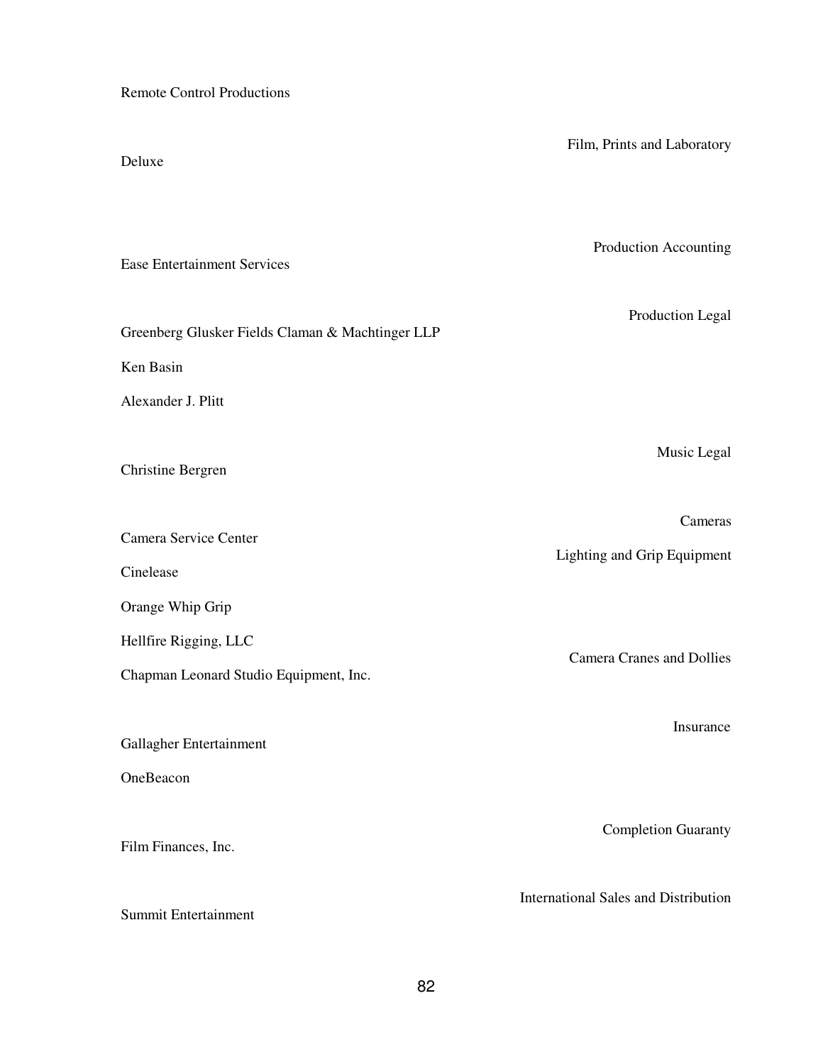Remote Control Productions

Film, Prints and Laboratory

Deluxe

Production Accounting

Ease Entertainment Services

Production Legal

Greenberg Glusker Fields Claman & Machtinger LLP

Ken Basin

Alexander J. Plitt

Music Legal

Christine Bergren

Cameras

Camera Service Center

Lighting and Grip Equipment

Cinelease

Orange Whip Grip

Hellfire Rigging, LLC

Camera Cranes and Dollies

Chapman Leonard Studio Equipment, Inc.

Insurance

Gallagher Entertainment

OneBeacon

Completion Guaranty

Film Finances, Inc.

International Sales and Distribution

Summit Entertainment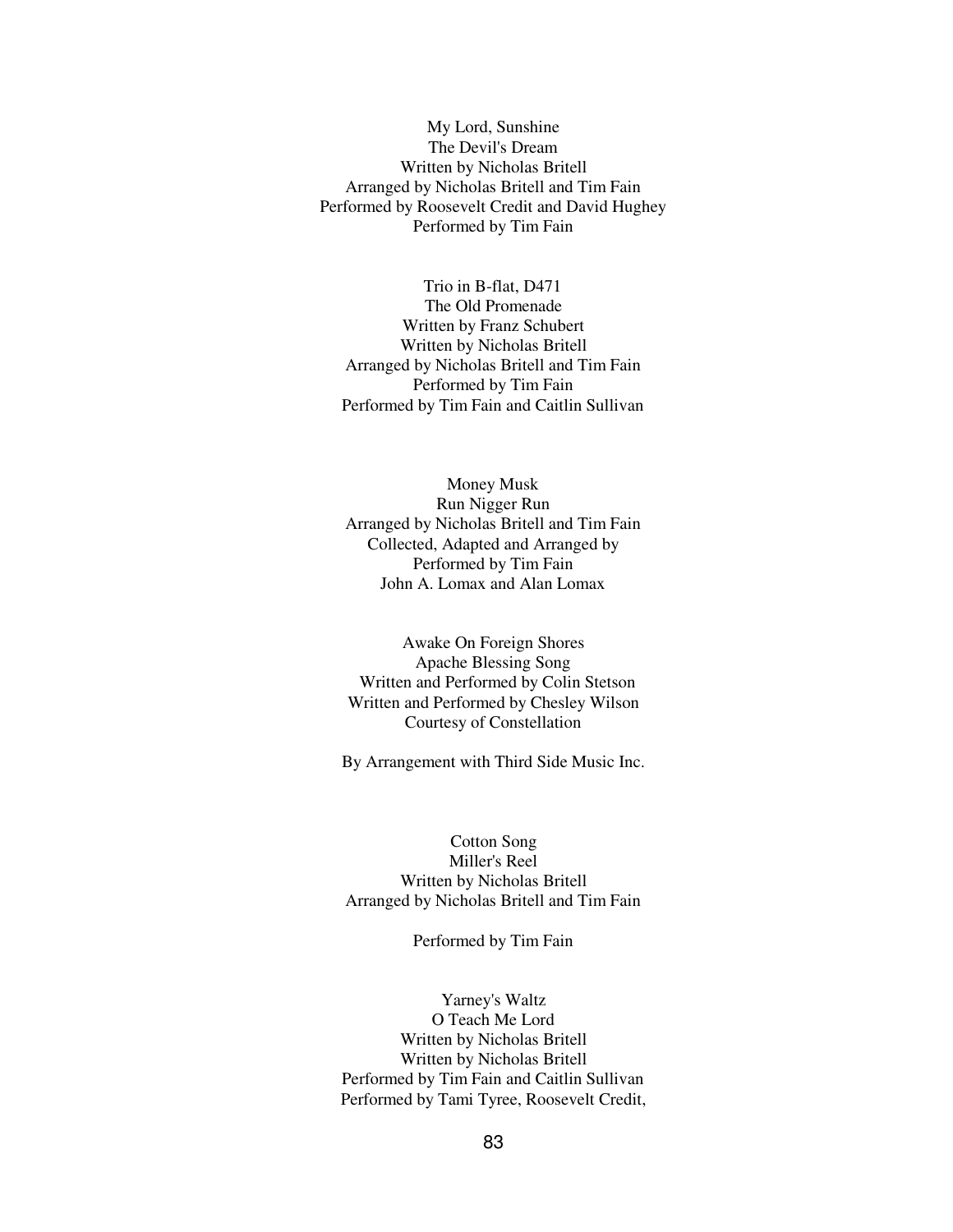My Lord, Sunshine
The Devil's Dream
Written by Nicholas Britell
Arranged by Nicholas Britell and Tim Fain
Performed by Roosevelt Credit and David Hughey
Performed by Tim Fain

Trio in B-flat, D471
The Old Promenade
Written by Franz Schubert
Written by Nicholas Britell
Arranged by Nicholas Britell and Tim Fain
Performed by Tim Fain
Performed by Tim Fain and Caitlin Sullivan

Money Musk
Run Nigger Run
Arranged by Nicholas Britell and Tim Fain
Collected, Adapted and Arranged by
Performed by Tim Fain
John A. Lomax and Alan Lomax

Awake On Foreign Shores
Apache Blessing Song
Written and Performed by Colin Stetson
Written and Performed by Chesley Wilson
Courtesy of Constellation

By Arrangement with Third Side Music Inc.

Cotton Song
Miller's Reel
Written by Nicholas Britell
Arranged by Nicholas Britell and Tim Fain

Performed by Tim Fain

Yarney's Waltz
O Teach Me Lord
Written by Nicholas Britell
Written by Nicholas Britell
Performed by Tim Fain and Caitlin Sullivan
Performed by Tami Tyree, Roosevelt Credit,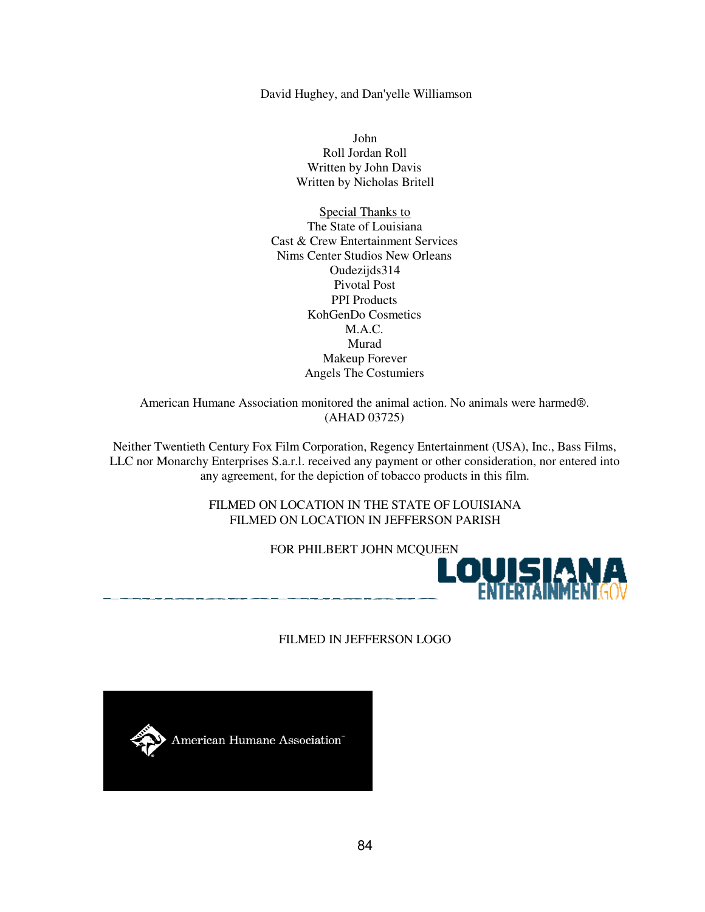David Hughey, and Dan'yelle Williamson

John
Roll Jordan Roll
Written by John Davis
Written by Nicholas Britell

Special Thanks to
The State of Louisiana
Cast & Crew Entertainment Services
Nims Center Studios New Orleans
Oudezijds314
Pivotal Post
PPI Products
KohGenDo Cosmetics
M.A.C.
Murad
Makeup Forever
Angels The Costumiers

American Humane Association monitored the animal action. No animals were harmed®.
(AHAD 03725)

Neither Twentieth Century Fox Film Corporation, Regency Entertainment (USA), Inc., Bass Films, LLC nor Monarchy Enterprises S.a.r.l. received any payment or other consideration, nor entered into any agreement, for the depiction of tobacco products in this film.

FILMED ON LOCATION IN THE STATE OF LOUISIANA
FILMED ON LOCATION IN JEFFERSON PARISH

FOR PHILBERT JOHN MCQUEEN

LOUISIANA ENTERTAINMENT.GOV

FILMED IN JEFFERSON LOGO

American Humane Association™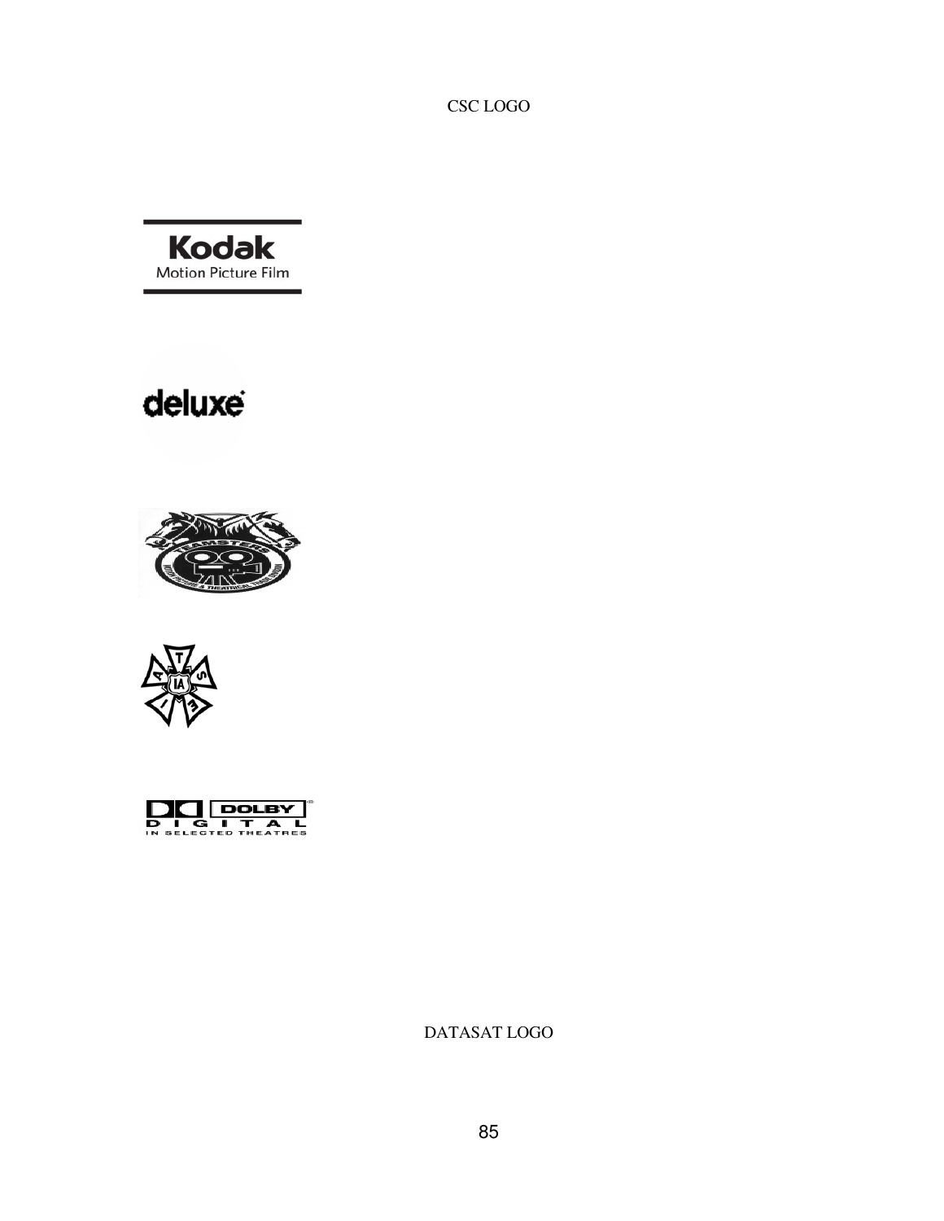CSC LOGO

DATASAT LOGO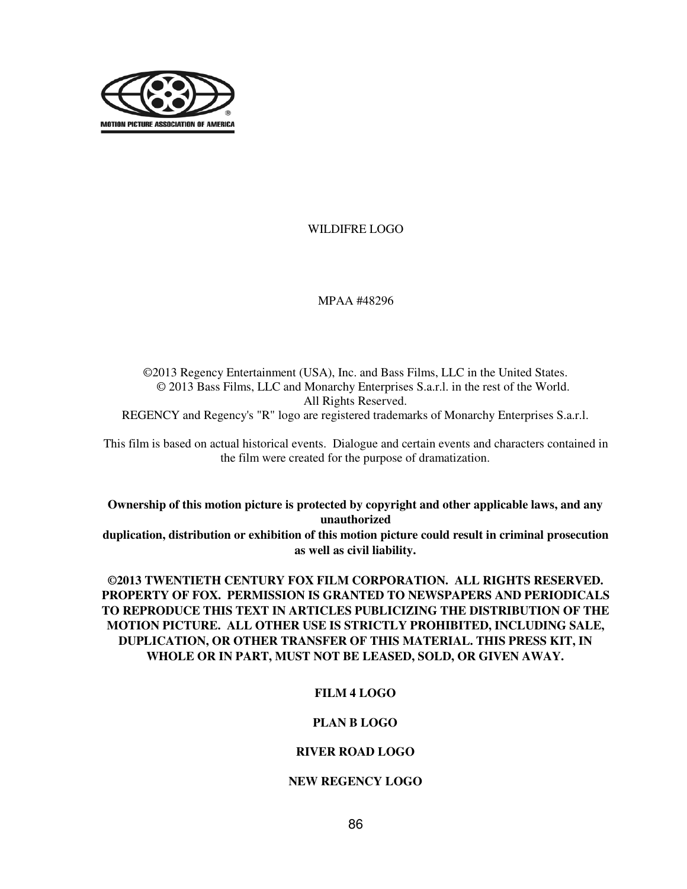MOTION PICTURE ASSOCIATION OF AMERICA

WILDIFRE LOGO

MPAA #48296

©2013 Regency Entertainment (USA), Inc. and Bass Films, LLC in the United States.
© 2013 Bass Films, LLC and Monarchy Enterprises S.a.r.l. in the rest of the World.
All Rights Reserved.
REGENCY and Regency's "R" logo are registered trademarks of Monarchy Enterprises S.a.r.l.

This film is based on actual historical events. Dialogue and certain events and characters contained in the film were created for the purpose of dramatization.

**Ownership of this motion picture is protected by copyright and other applicable laws, and any unauthorized duplication, distribution or exhibition of this motion picture could result in criminal prosecution as well as civil liability.**

**©2013 TWENTIETH CENTURY FOX FILM CORPORATION. ALL RIGHTS RESERVED. PROPERTY OF FOX. PERMISSION IS GRANTED TO NEWSPAPERS AND PERIODICALS TO REPRODUCE THIS TEXT IN ARTICLES PUBLICIZING THE DISTRIBUTION OF THE MOTION PICTURE. ALL OTHER USE IS STRICTLY PROHIBITED, INCLUDING SALE, DUPLICATION, OR OTHER TRANSFER OF THIS MATERIAL. THIS PRESS KIT, IN WHOLE OR IN PART, MUST NOT BE LEASED, SOLD, OR GIVEN AWAY.**

**FILM 4 LOGO**

**PLAN B LOGO**

**RIVER ROAD LOGO**

**NEW REGENCY LOGO**